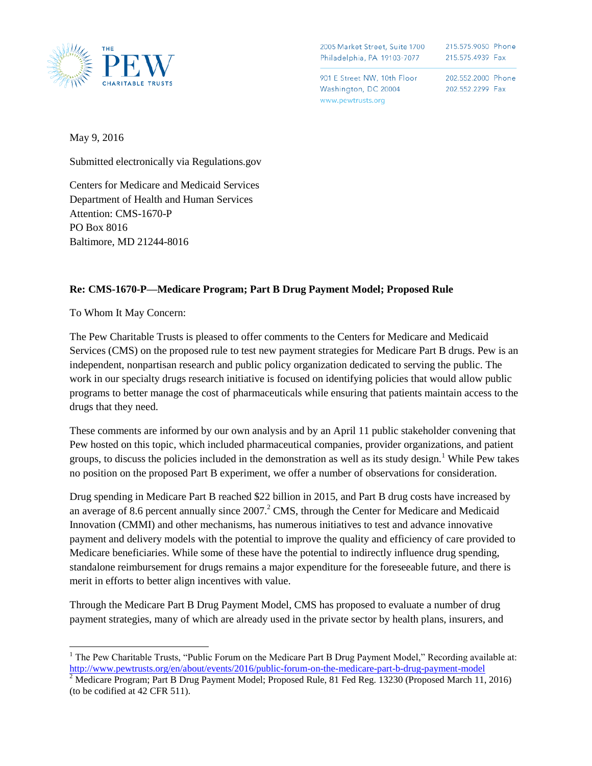THE PEW CHARITABLE TRUSTS

2005 Market Street, Suite 1700
Philadelphia, PA 19103-7077

215.575.9050 Phone
215.575.4939 Fax

901 E Street NW, 10th Floor
Washington, DC 20004
www.pewtrusts.org

202.552.2000 Phone
202.552.2299 Fax

May 9, 2016

Submitted electronically via Regulations.gov

Centers for Medicare and Medicaid Services
Department of Health and Human Services
Attention: CMS-1670-P
PO Box 8016
Baltimore, MD 21244-8016

**Re: CMS-1670-P—Medicare Program; Part B Drug Payment Model; Proposed Rule**

To Whom It May Concern:

The Pew Charitable Trusts is pleased to offer comments to the Centers for Medicare and Medicaid Services (CMS) on the proposed rule to test new payment strategies for Medicare Part B drugs. Pew is an independent, nonpartisan research and public policy organization dedicated to serving the public. The work in our specialty drugs research initiative is focused on identifying policies that would allow public programs to better manage the cost of pharmaceuticals while ensuring that patients maintain access to the drugs that they need.

These comments are informed by our own analysis and by an April 11 public stakeholder convening that Pew hosted on this topic, which included pharmaceutical companies, provider organizations, and patient groups, to discuss the policies included in the demonstration as well as its study design.[1] While Pew takes no position on the proposed Part B experiment, we offer a number of observations for consideration.

Drug spending in Medicare Part B reached $22 billion in 2015, and Part B drug costs have increased by an average of 8.6 percent annually since 2007.[2] CMS, through the Center for Medicare and Medicaid Innovation (CMMI) and other mechanisms, has numerous initiatives to test and advance innovative payment and delivery models with the potential to improve the quality and efficiency of care provided to Medicare beneficiaries. While some of these have the potential to indirectly influence drug spending, standalone reimbursement for drugs remains a major expenditure for the foreseeable future, and there is merit in efforts to better align incentives with value.

Through the Medicare Part B Drug Payment Model, CMS has proposed to evaluate a number of drug payment strategies, many of which are already used in the private sector by health plans, insurers, and

[1] The Pew Charitable Trusts, "Public Forum on the Medicare Part B Drug Payment Model," Recording available at: http://www.pewtrusts.org/en/about/events/2016/public-forum-on-the-medicare-part-b-drug-payment-model

[2] Medicare Program; Part B Drug Payment Model; Proposed Rule, 81 Fed Reg. 13230 (Proposed March 11, 2016) (to be codified at 42 CFR 511).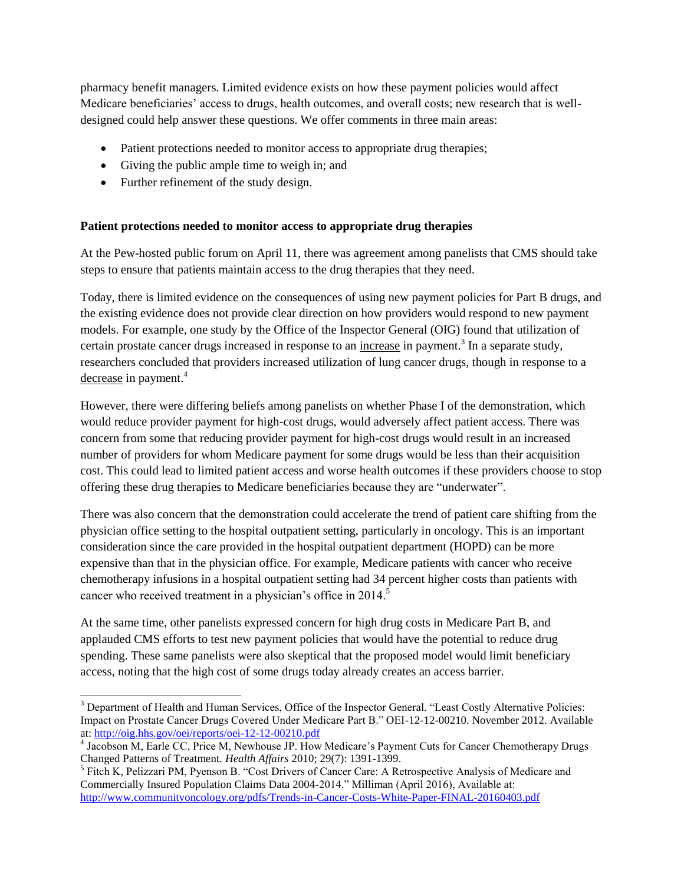pharmacy benefit managers. Limited evidence exists on how these payment policies would affect Medicare beneficiaries' access to drugs, health outcomes, and overall costs; new research that is well-designed could help answer these questions. We offer comments in three main areas:

- Patient protections needed to monitor access to appropriate drug therapies;
- Giving the public ample time to weigh in; and
- Further refinement of the study design.

**Patient protections needed to monitor access to appropriate drug therapies**

At the Pew-hosted public forum on April 11, there was agreement among panelists that CMS should take steps to ensure that patients maintain access to the drug therapies that they need.

Today, there is limited evidence on the consequences of using new payment policies for Part B drugs, and the existing evidence does not provide clear direction on how providers would respond to new payment models. For example, one study by the Office of the Inspector General (OIG) found that utilization of certain prostate cancer drugs increased in response to an <u>increase</u> in payment.[3] In a separate study, researchers concluded that providers increased utilization of lung cancer drugs, though in response to a <u>decrease</u> in payment.[4]

However, there were differing beliefs among panelists on whether Phase I of the demonstration, which would reduce provider payment for high-cost drugs, would adversely affect patient access. There was concern from some that reducing provider payment for high-cost drugs would result in an increased number of providers for whom Medicare payment for some drugs would be less than their acquisition cost. This could lead to limited patient access and worse health outcomes if these providers choose to stop offering these drug therapies to Medicare beneficiaries because they are "underwater".

There was also concern that the demonstration could accelerate the trend of patient care shifting from the physician office setting to the hospital outpatient setting, particularly in oncology. This is an important consideration since the care provided in the hospital outpatient department (HOPD) can be more expensive than that in the physician office. For example, Medicare patients with cancer who receive chemotherapy infusions in a hospital outpatient setting had 34 percent higher costs than patients with cancer who received treatment in a physician's office in 2014.[5]

At the same time, other panelists expressed concern for high drug costs in Medicare Part B, and applauded CMS efforts to test new payment policies that would have the potential to reduce drug spending. These same panelists were also skeptical that the proposed model would limit beneficiary access, noting that the high cost of some drugs today already creates an access barrier.

---

[3] Department of Health and Human Services, Office of the Inspector General. "Least Costly Alternative Policies: Impact on Prostate Cancer Drugs Covered Under Medicare Part B." OEI-12-12-00210. November 2012. Available at: http://oig.hhs.gov/oei/reports/oei-12-12-00210.pdf

[4] Jacobson M, Earle CC, Price M, Newhouse JP. How Medicare's Payment Cuts for Cancer Chemotherapy Drugs Changed Patterns of Treatment. *Health Affairs* 2010; 29(7): 1391-1399.

[5] Fitch K, Pelizzari PM, Pyenson B. "Cost Drivers of Cancer Care: A Retrospective Analysis of Medicare and Commercially Insured Population Claims Data 2004-2014." Milliman (April 2016), Available at: http://www.communityoncology.org/pdfs/Trends-in-Cancer-Costs-White-Paper-FINAL-20160403.pdf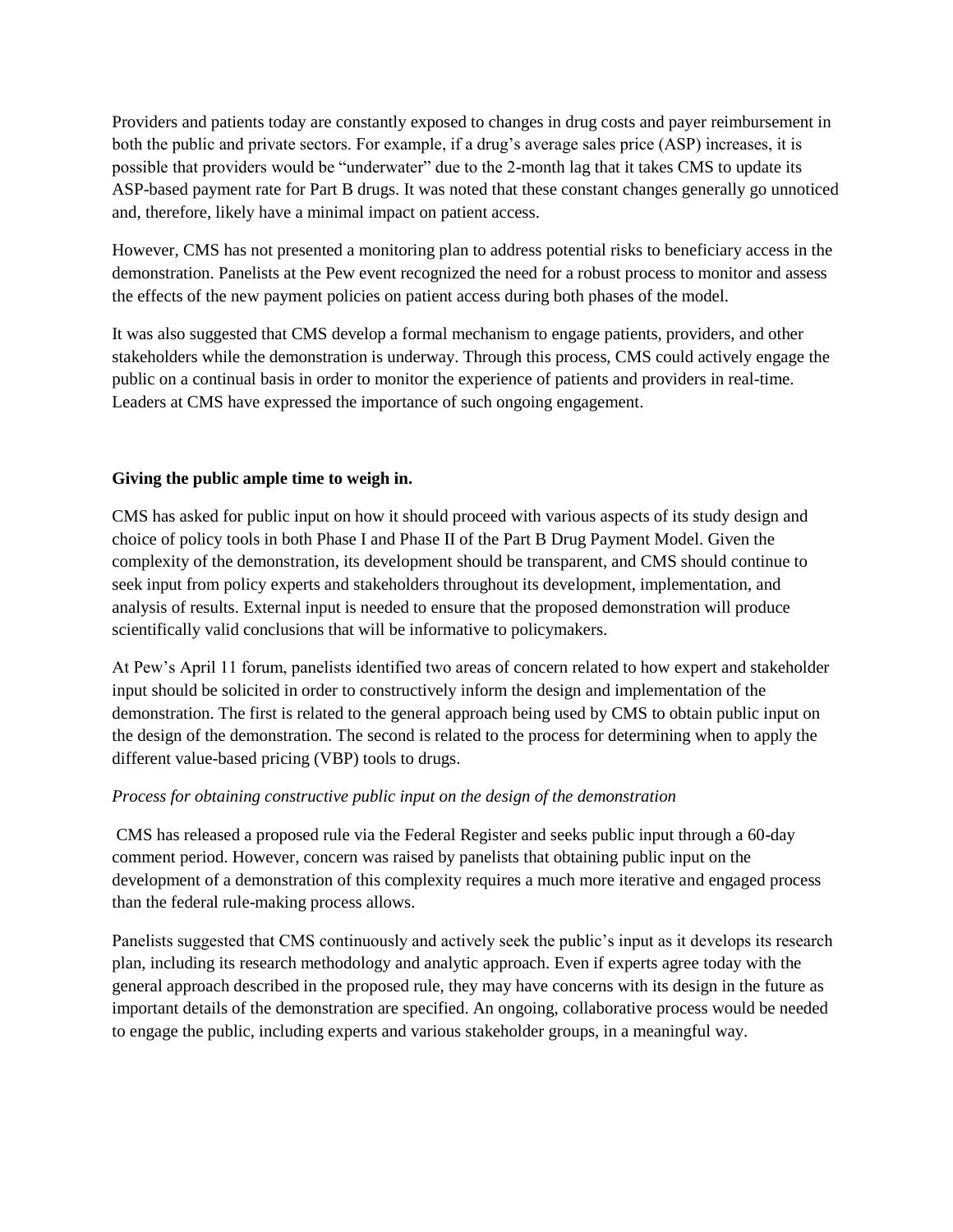Providers and patients today are constantly exposed to changes in drug costs and payer reimbursement in both the public and private sectors. For example, if a drug's average sales price (ASP) increases, it is possible that providers would be "underwater" due to the 2-month lag that it takes CMS to update its ASP-based payment rate for Part B drugs. It was noted that these constant changes generally go unnoticed and, therefore, likely have a minimal impact on patient access.

However, CMS has not presented a monitoring plan to address potential risks to beneficiary access in the demonstration. Panelists at the Pew event recognized the need for a robust process to monitor and assess the effects of the new payment policies on patient access during both phases of the model.

It was also suggested that CMS develop a formal mechanism to engage patients, providers, and other stakeholders while the demonstration is underway. Through this process, CMS could actively engage the public on a continual basis in order to monitor the experience of patients and providers in real-time. Leaders at CMS have expressed the importance of such ongoing engagement.

**Giving the public ample time to weigh in.**

CMS has asked for public input on how it should proceed with various aspects of its study design and choice of policy tools in both Phase I and Phase II of the Part B Drug Payment Model. Given the complexity of the demonstration, its development should be transparent, and CMS should continue to seek input from policy experts and stakeholders throughout its development, implementation, and analysis of results. External input is needed to ensure that the proposed demonstration will produce scientifically valid conclusions that will be informative to policymakers.

At Pew's April 11 forum, panelists identified two areas of concern related to how expert and stakeholder input should be solicited in order to constructively inform the design and implementation of the demonstration. The first is related to the general approach being used by CMS to obtain public input on the design of the demonstration. The second is related to the process for determining when to apply the different value-based pricing (VBP) tools to drugs.

*Process for obtaining constructive public input on the design of the demonstration*

CMS has released a proposed rule via the Federal Register and seeks public input through a 60-day comment period. However, concern was raised by panelists that obtaining public input on the development of a demonstration of this complexity requires a much more iterative and engaged process than the federal rule-making process allows.

Panelists suggested that CMS continuously and actively seek the public's input as it develops its research plan, including its research methodology and analytic approach. Even if experts agree today with the general approach described in the proposed rule, they may have concerns with its design in the future as important details of the demonstration are specified. An ongoing, collaborative process would be needed to engage the public, including experts and various stakeholder groups, in a meaningful way.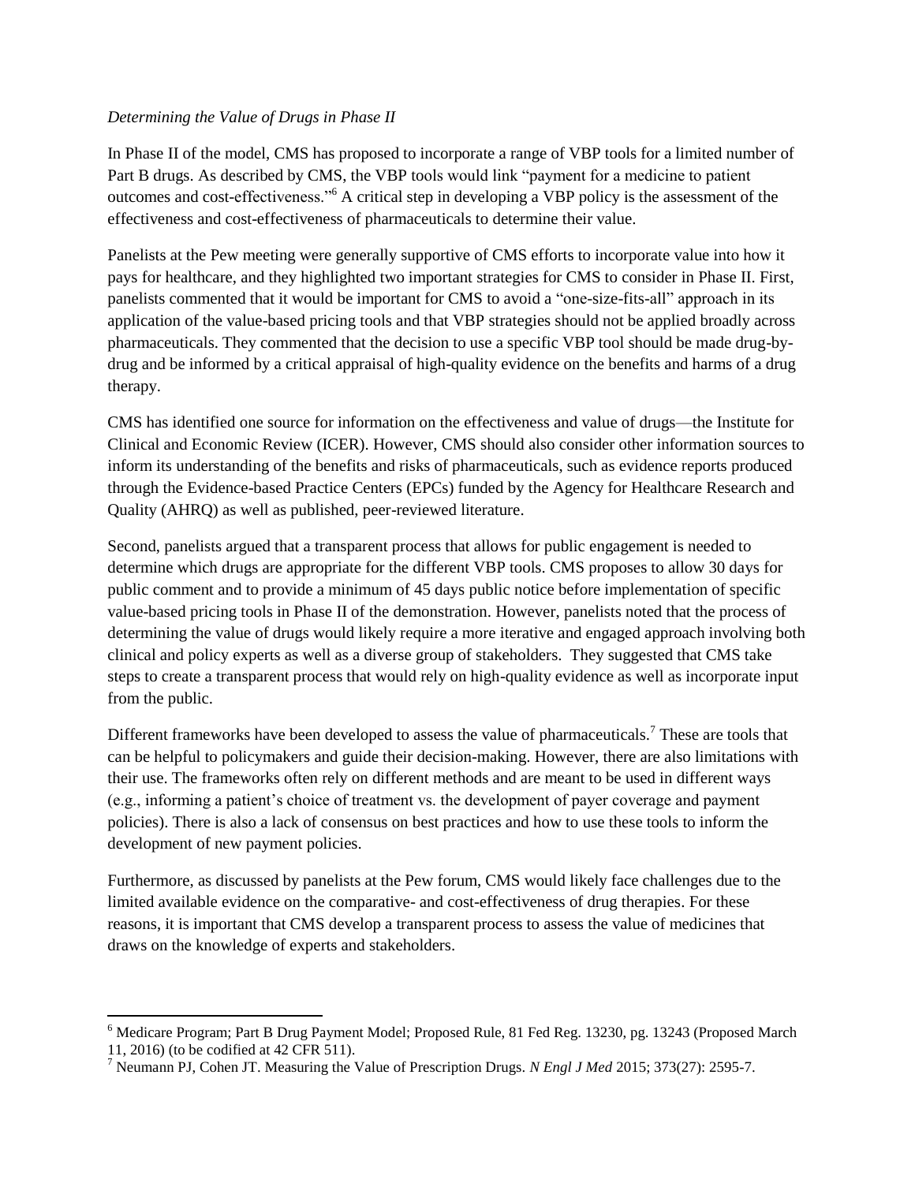*Determining the Value of Drugs in Phase II*

In Phase II of the model, CMS has proposed to incorporate a range of VBP tools for a limited number of Part B drugs. As described by CMS, the VBP tools would link "payment for a medicine to patient outcomes and cost-effectiveness."[6] A critical step in developing a VBP policy is the assessment of the effectiveness and cost-effectiveness of pharmaceuticals to determine their value.

Panelists at the Pew meeting were generally supportive of CMS efforts to incorporate value into how it pays for healthcare, and they highlighted two important strategies for CMS to consider in Phase II. First, panelists commented that it would be important for CMS to avoid a "one-size-fits-all" approach in its application of the value-based pricing tools and that VBP strategies should not be applied broadly across pharmaceuticals. They commented that the decision to use a specific VBP tool should be made drug-by-drug and be informed by a critical appraisal of high-quality evidence on the benefits and harms of a drug therapy.

CMS has identified one source for information on the effectiveness and value of drugs—the Institute for Clinical and Economic Review (ICER). However, CMS should also consider other information sources to inform its understanding of the benefits and risks of pharmaceuticals, such as evidence reports produced through the Evidence-based Practice Centers (EPCs) funded by the Agency for Healthcare Research and Quality (AHRQ) as well as published, peer-reviewed literature.

Second, panelists argued that a transparent process that allows for public engagement is needed to determine which drugs are appropriate for the different VBP tools. CMS proposes to allow 30 days for public comment and to provide a minimum of 45 days public notice before implementation of specific value-based pricing tools in Phase II of the demonstration. However, panelists noted that the process of determining the value of drugs would likely require a more iterative and engaged approach involving both clinical and policy experts as well as a diverse group of stakeholders. They suggested that CMS take steps to create a transparent process that would rely on high-quality evidence as well as incorporate input from the public.

Different frameworks have been developed to assess the value of pharmaceuticals.[7] These are tools that can be helpful to policymakers and guide their decision-making. However, there are also limitations with their use. The frameworks often rely on different methods and are meant to be used in different ways (e.g., informing a patient's choice of treatment vs. the development of payer coverage and payment policies). There is also a lack of consensus on best practices and how to use these tools to inform the development of new payment policies.

Furthermore, as discussed by panelists at the Pew forum, CMS would likely face challenges due to the limited available evidence on the comparative- and cost-effectiveness of drug therapies. For these reasons, it is important that CMS develop a transparent process to assess the value of medicines that draws on the knowledge of experts and stakeholders.

---

[6] Medicare Program; Part B Drug Payment Model; Proposed Rule, 81 Fed Reg. 13230, pg. 13243 (Proposed March 11, 2016) (to be codified at 42 CFR 511).

[7] Neumann PJ, Cohen JT. Measuring the Value of Prescription Drugs. *N Engl J Med* 2015; 373(27): 2595-7.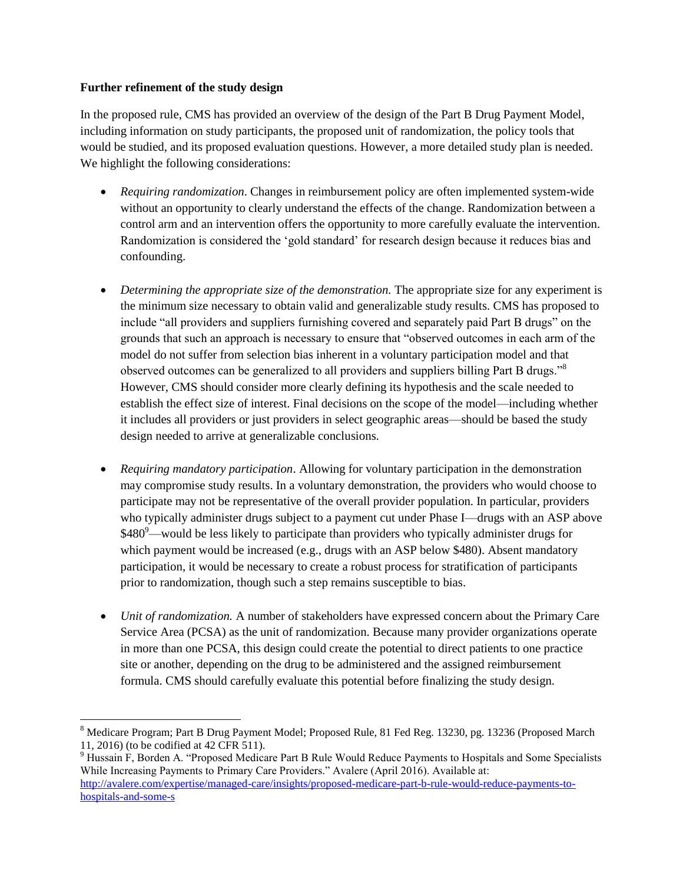**Further refinement of the study design**

In the proposed rule, CMS has provided an overview of the design of the Part B Drug Payment Model, including information on study participants, the proposed unit of randomization, the policy tools that would be studied, and its proposed evaluation questions. However, a more detailed study plan is needed. We highlight the following considerations:

- *Requiring randomization*. Changes in reimbursement policy are often implemented system-wide without an opportunity to clearly understand the effects of the change. Randomization between a control arm and an intervention offers the opportunity to more carefully evaluate the intervention. Randomization is considered the 'gold standard' for research design because it reduces bias and confounding.

- *Determining the appropriate size of the demonstration.* The appropriate size for any experiment is the minimum size necessary to obtain valid and generalizable study results. CMS has proposed to include "all providers and suppliers furnishing covered and separately paid Part B drugs" on the grounds that such an approach is necessary to ensure that "observed outcomes in each arm of the model do not suffer from selection bias inherent in a voluntary participation model and that observed outcomes can be generalized to all providers and suppliers billing Part B drugs."[8] However, CMS should consider more clearly defining its hypothesis and the scale needed to establish the effect size of interest. Final decisions on the scope of the model—including whether it includes all providers or just providers in select geographic areas—should be based the study design needed to arrive at generalizable conclusions.

- *Requiring mandatory participation*. Allowing for voluntary participation in the demonstration may compromise study results. In a voluntary demonstration, the providers who would choose to participate may not be representative of the overall provider population. In particular, providers who typically administer drugs subject to a payment cut under Phase I—drugs with an ASP above $480[9]—would be less likely to participate than providers who typically administer drugs for which payment would be increased (e.g., drugs with an ASP below $480). Absent mandatory participation, it would be necessary to create a robust process for stratification of participants prior to randomization, though such a step remains susceptible to bias.

- *Unit of randomization.* A number of stakeholders have expressed concern about the Primary Care Service Area (PCSA) as the unit of randomization. Because many provider organizations operate in more than one PCSA, this design could create the potential to direct patients to one practice site or another, depending on the drug to be administered and the assigned reimbursement formula. CMS should carefully evaluate this potential before finalizing the study design.

---

[8] Medicare Program; Part B Drug Payment Model; Proposed Rule, 81 Fed Reg. 13230, pg. 13236 (Proposed March 11, 2016) (to be codified at 42 CFR 511).

[9] Hussain F, Borden A. "Proposed Medicare Part B Rule Would Reduce Payments to Hospitals and Some Specialists While Increasing Payments to Primary Care Providers." Avalere (April 2016). Available at: http://avalere.com/expertise/managed-care/insights/proposed-medicare-part-b-rule-would-reduce-payments-to-hospitals-and-some-s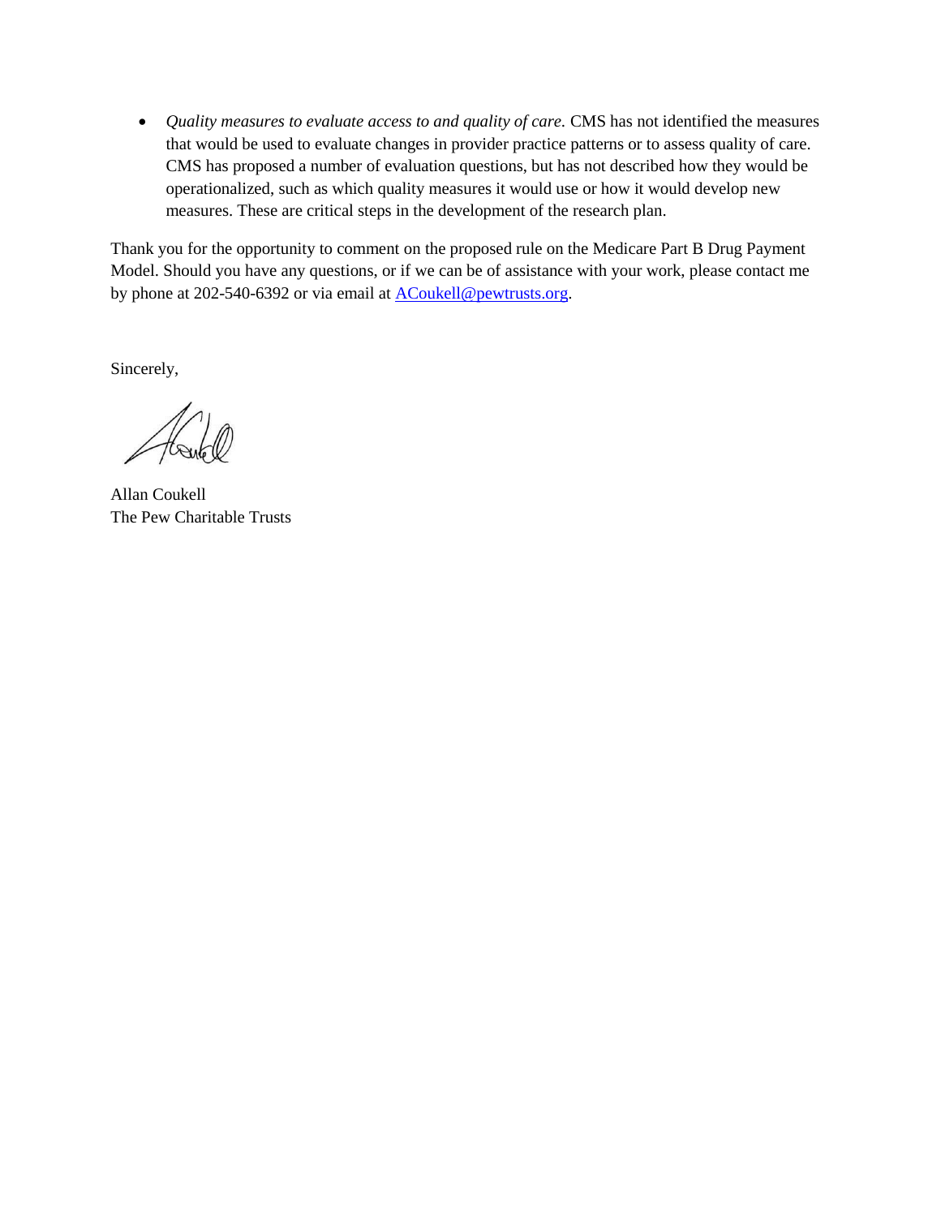- *Quality measures to evaluate access to and quality of care.* CMS has not identified the measures that would be used to evaluate changes in provider practice patterns or to assess quality of care. CMS has proposed a number of evaluation questions, but has not described how they would be operationalized, such as which quality measures it would use or how it would develop new measures. These are critical steps in the development of the research plan.

Thank you for the opportunity to comment on the proposed rule on the Medicare Part B Drug Payment Model. Should you have any questions, or if we can be of assistance with your work, please contact me by phone at 202-540-6392 or via email at ACoukell@pewtrusts.org.

Sincerely,

Allan Coukell
The Pew Charitable Trusts